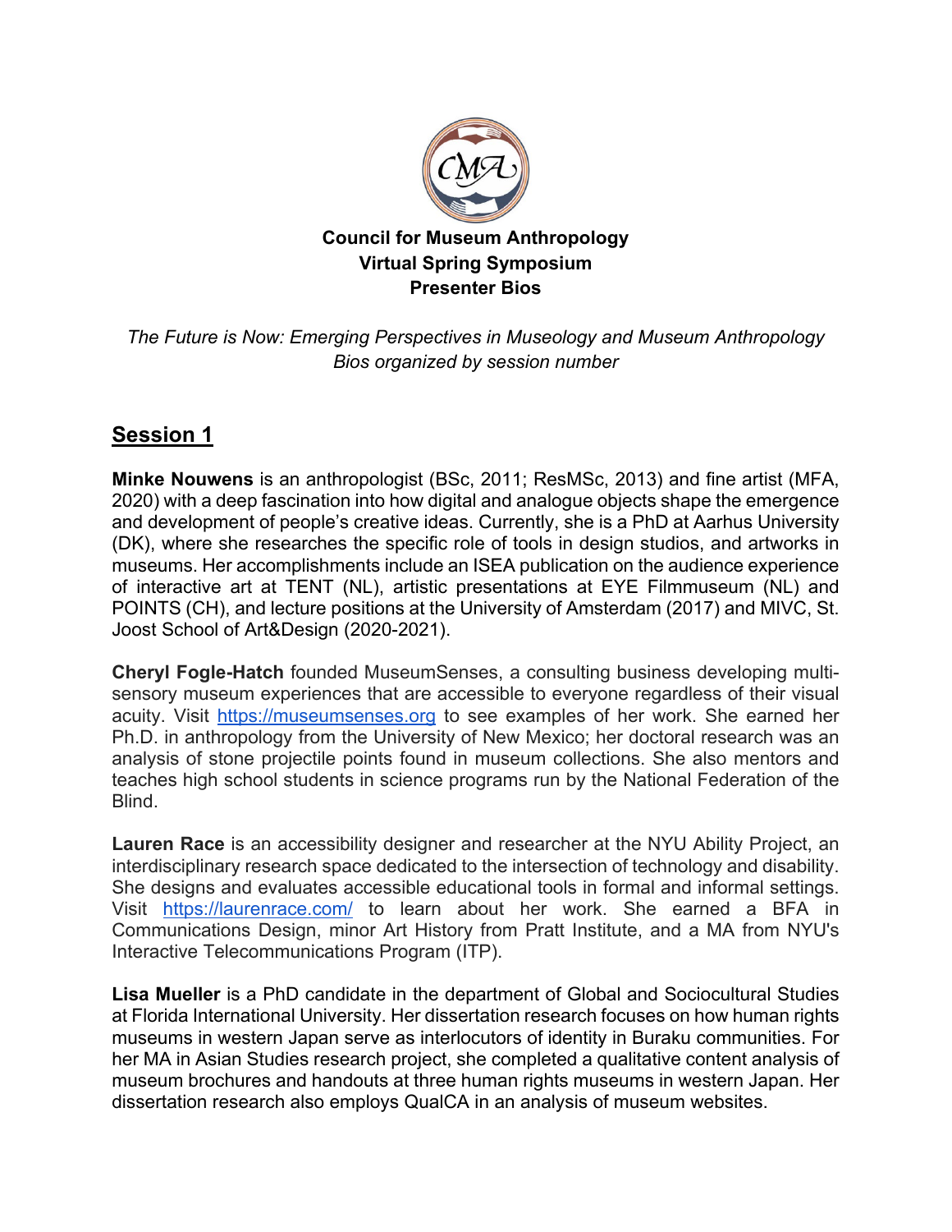**Council for Museum Anthropology**
**Virtual Spring Symposium**
**Presenter Bios**

*The Future is Now: Emerging Perspectives in Museology and Museum Anthropology*
*Bios organized by session number*

## Session 1

**Minke Nouwens** is an anthropologist (BSc, 2011; ResMSc, 2013) and fine artist (MFA, 2020) with a deep fascination into how digital and analogue objects shape the emergence and development of people's creative ideas. Currently, she is a PhD at Aarhus University (DK), where she researches the specific role of tools in design studios, and artworks in museums. Her accomplishments include an ISEA publication on the audience experience of interactive art at TENT (NL), artistic presentations at EYE Filmmuseum (NL) and POINTS (CH), and lecture positions at the University of Amsterdam (2017) and MIVC, St. Joost School of Art&Design (2020-2021).

**Cheryl Fogle-Hatch** founded MuseumSenses, a consulting business developing multi-sensory museum experiences that are accessible to everyone regardless of their visual acuity. Visit https://museumsenses.org to see examples of her work. She earned her Ph.D. in anthropology from the University of New Mexico; her doctoral research was an analysis of stone projectile points found in museum collections. She also mentors and teaches high school students in science programs run by the National Federation of the Blind.

**Lauren Race** is an accessibility designer and researcher at the NYU Ability Project, an interdisciplinary research space dedicated to the intersection of technology and disability. She designs and evaluates accessible educational tools in formal and informal settings. Visit https://laurenrace.com/ to learn about her work. She earned a BFA in Communications Design, minor Art History from Pratt Institute, and a MA from NYU's Interactive Telecommunications Program (ITP).

**Lisa Mueller** is a PhD candidate in the department of Global and Sociocultural Studies at Florida International University. Her dissertation research focuses on how human rights museums in western Japan serve as interlocutors of identity in Buraku communities. For her MA in Asian Studies research project, she completed a qualitative content analysis of museum brochures and handouts at three human rights museums in western Japan. Her dissertation research also employs QualCA in an analysis of museum websites.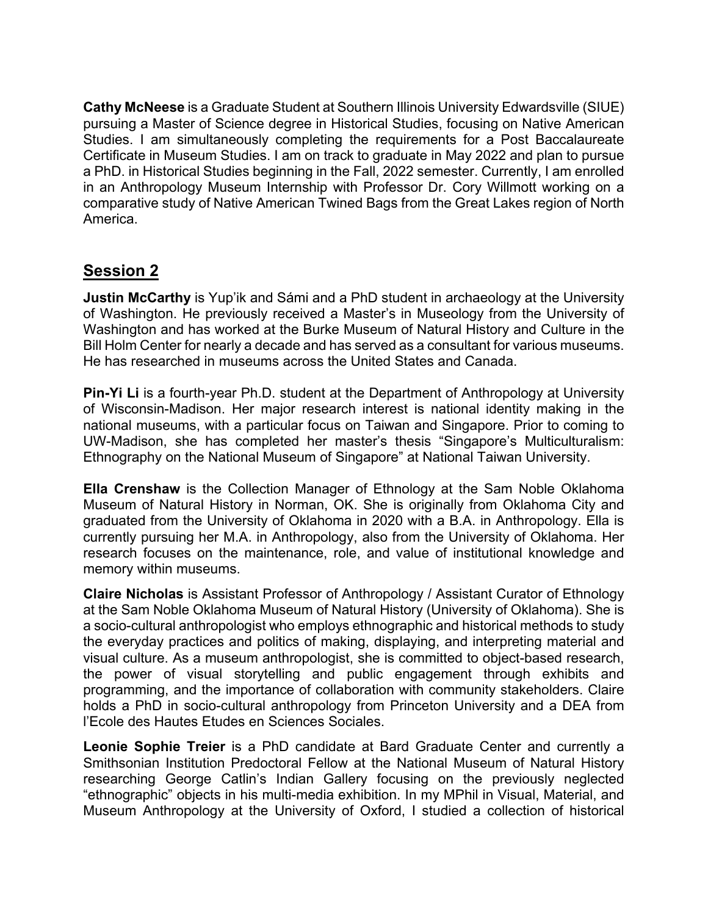**Cathy McNeese** is a Graduate Student at Southern Illinois University Edwardsville (SIUE) pursuing a Master of Science degree in Historical Studies, focusing on Native American Studies. I am simultaneously completing the requirements for a Post Baccalaureate Certificate in Museum Studies. I am on track to graduate in May 2022 and plan to pursue a PhD. in Historical Studies beginning in the Fall, 2022 semester. Currently, I am enrolled in an Anthropology Museum Internship with Professor Dr. Cory Willmott working on a comparative study of Native American Twined Bags from the Great Lakes region of North America.

## Session 2

**Justin McCarthy** is Yup'ik and Sámi and a PhD student in archaeology at the University of Washington. He previously received a Master's in Museology from the University of Washington and has worked at the Burke Museum of Natural History and Culture in the Bill Holm Center for nearly a decade and has served as a consultant for various museums. He has researched in museums across the United States and Canada.

**Pin-Yi Li** is a fourth-year Ph.D. student at the Department of Anthropology at University of Wisconsin-Madison. Her major research interest is national identity making in the national museums, with a particular focus on Taiwan and Singapore. Prior to coming to UW-Madison, she has completed her master's thesis "Singapore's Multiculturalism: Ethnography on the National Museum of Singapore" at National Taiwan University.

**Ella Crenshaw** is the Collection Manager of Ethnology at the Sam Noble Oklahoma Museum of Natural History in Norman, OK. She is originally from Oklahoma City and graduated from the University of Oklahoma in 2020 with a B.A. in Anthropology. Ella is currently pursuing her M.A. in Anthropology, also from the University of Oklahoma. Her research focuses on the maintenance, role, and value of institutional knowledge and memory within museums.

**Claire Nicholas** is Assistant Professor of Anthropology / Assistant Curator of Ethnology at the Sam Noble Oklahoma Museum of Natural History (University of Oklahoma). She is a socio-cultural anthropologist who employs ethnographic and historical methods to study the everyday practices and politics of making, displaying, and interpreting material and visual culture. As a museum anthropologist, she is committed to object-based research, the power of visual storytelling and public engagement through exhibits and programming, and the importance of collaboration with community stakeholders. Claire holds a PhD in socio-cultural anthropology from Princeton University and a DEA from l'Ecole des Hautes Etudes en Sciences Sociales.

**Leonie Sophie Treier** is a PhD candidate at Bard Graduate Center and currently a Smithsonian Institution Predoctoral Fellow at the National Museum of Natural History researching George Catlin's Indian Gallery focusing on the previously neglected "ethnographic" objects in his multi-media exhibition. In my MPhil in Visual, Material, and Museum Anthropology at the University of Oxford, I studied a collection of historical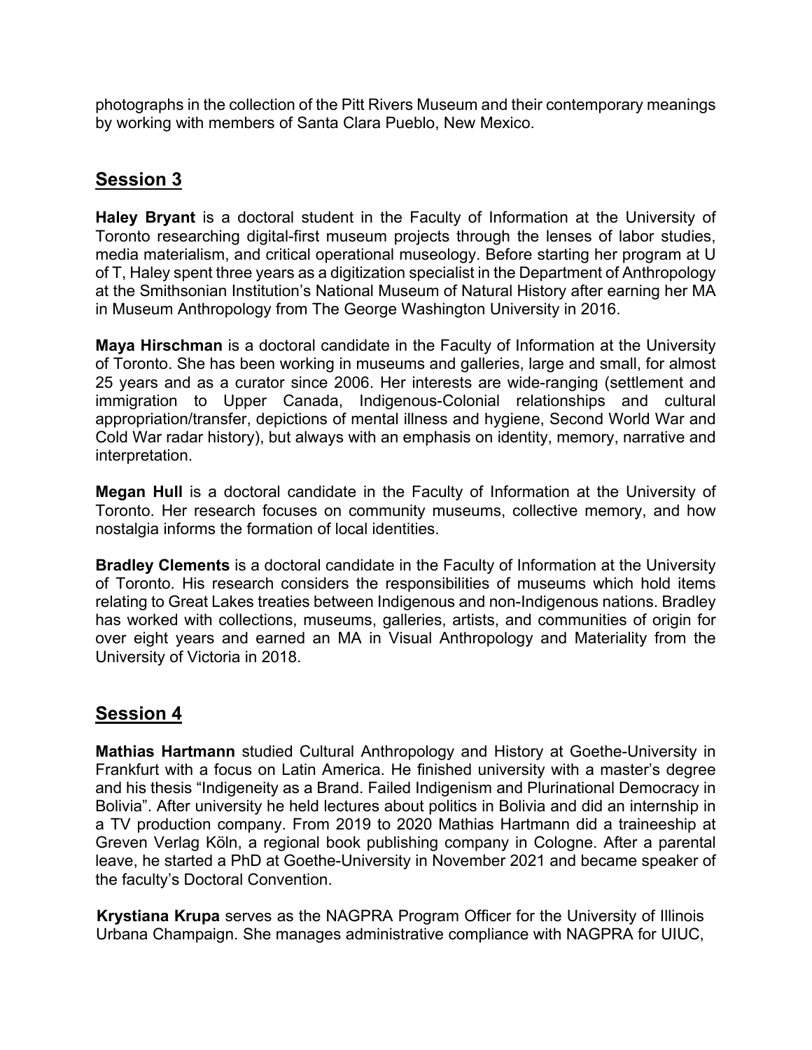photographs in the collection of the Pitt Rivers Museum and their contemporary meanings by working with members of Santa Clara Pueblo, New Mexico.

## Session 3

**Haley Bryant** is a doctoral student in the Faculty of Information at the University of Toronto researching digital-first museum projects through the lenses of labor studies, media materialism, and critical operational museology. Before starting her program at U of T, Haley spent three years as a digitization specialist in the Department of Anthropology at the Smithsonian Institution's National Museum of Natural History after earning her MA in Museum Anthropology from The George Washington University in 2016.

**Maya Hirschman** is a doctoral candidate in the Faculty of Information at the University of Toronto. She has been working in museums and galleries, large and small, for almost 25 years and as a curator since 2006. Her interests are wide-ranging (settlement and immigration to Upper Canada, Indigenous-Colonial relationships and cultural appropriation/transfer, depictions of mental illness and hygiene, Second World War and Cold War radar history), but always with an emphasis on identity, memory, narrative and interpretation.

**Megan Hull** is a doctoral candidate in the Faculty of Information at the University of Toronto. Her research focuses on community museums, collective memory, and how nostalgia informs the formation of local identities.

**Bradley Clements** is a doctoral candidate in the Faculty of Information at the University of Toronto. His research considers the responsibilities of museums which hold items relating to Great Lakes treaties between Indigenous and non-Indigenous nations. Bradley has worked with collections, museums, galleries, artists, and communities of origin for over eight years and earned an MA in Visual Anthropology and Materiality from the University of Victoria in 2018.

## Session 4

**Mathias Hartmann** studied Cultural Anthropology and History at Goethe-University in Frankfurt with a focus on Latin America. He finished university with a master's degree and his thesis "Indigeneity as a Brand. Failed Indigenism and Plurinational Democracy in Bolivia". After university he held lectures about politics in Bolivia and did an internship in a TV production company. From 2019 to 2020 Mathias Hartmann did a traineeship at Greven Verlag Köln, a regional book publishing company in Cologne. After a parental leave, he started a PhD at Goethe-University in November 2021 and became speaker of the faculty's Doctoral Convention.

**Krystiana Krupa** serves as the NAGPRA Program Officer for the University of Illinois Urbana Champaign. She manages administrative compliance with NAGPRA for UIUC,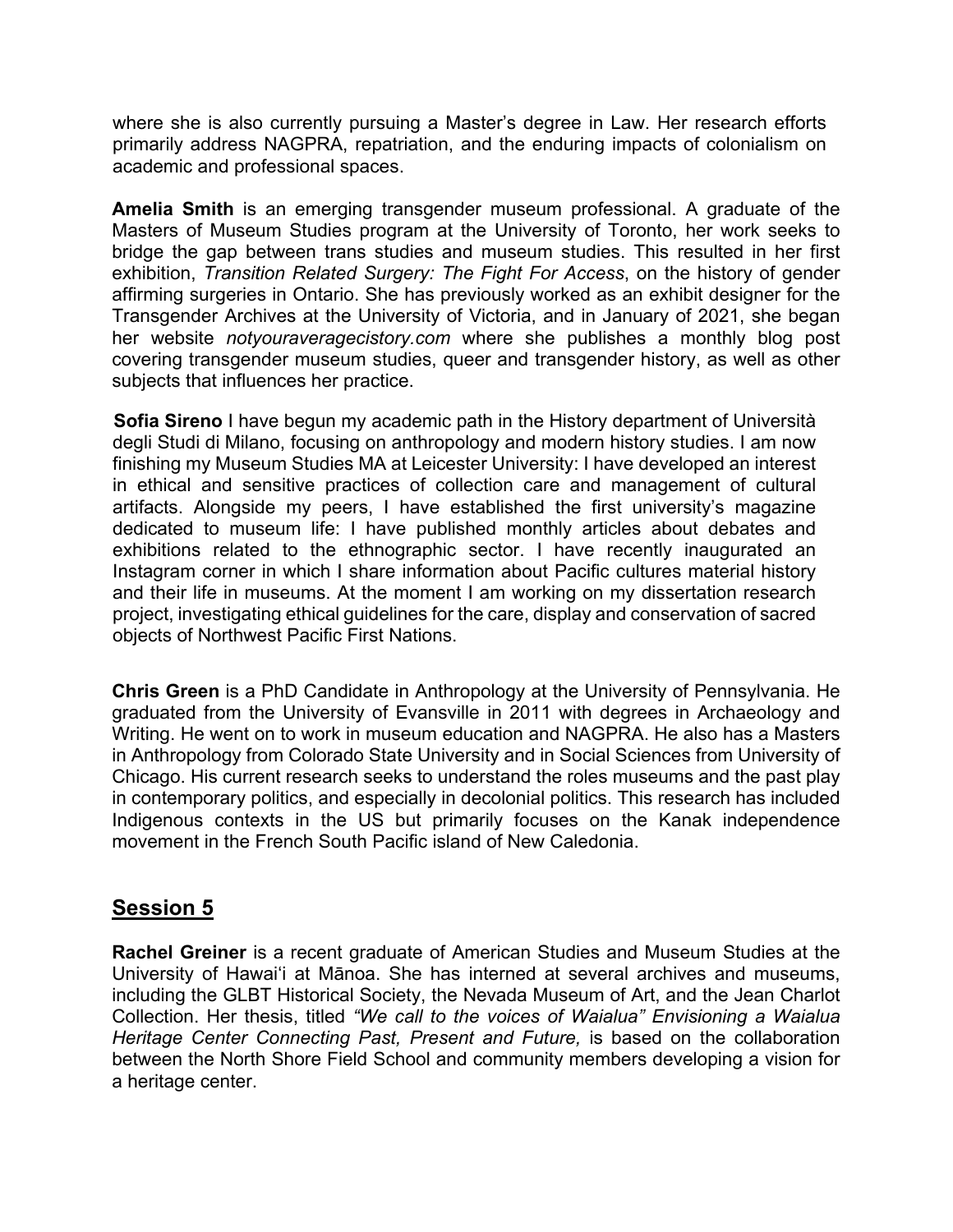where she is also currently pursuing a Master's degree in Law. Her research efforts primarily address NAGPRA, repatriation, and the enduring impacts of colonialism on academic and professional spaces.

**Amelia Smith** is an emerging transgender museum professional. A graduate of the Masters of Museum Studies program at the University of Toronto, her work seeks to bridge the gap between trans studies and museum studies. This resulted in her first exhibition, *Transition Related Surgery: The Fight For Access*, on the history of gender affirming surgeries in Ontario. She has previously worked as an exhibit designer for the Transgender Archives at the University of Victoria, and in January of 2021, she began her website *notyouraveragecistory.com* where she publishes a monthly blog post covering transgender museum studies, queer and transgender history, as well as other subjects that influences her practice.

**Sofia Sireno** I have begun my academic path in the History department of Università degli Studi di Milano, focusing on anthropology and modern history studies. I am now finishing my Museum Studies MA at Leicester University: I have developed an interest in ethical and sensitive practices of collection care and management of cultural artifacts. Alongside my peers, I have established the first university's magazine dedicated to museum life: I have published monthly articles about debates and exhibitions related to the ethnographic sector. I have recently inaugurated an Instagram corner in which I share information about Pacific cultures material history and their life in museums. At the moment I am working on my dissertation research project, investigating ethical guidelines for the care, display and conservation of sacred objects of Northwest Pacific First Nations.

**Chris Green** is a PhD Candidate in Anthropology at the University of Pennsylvania. He graduated from the University of Evansville in 2011 with degrees in Archaeology and Writing. He went on to work in museum education and NAGPRA. He also has a Masters in Anthropology from Colorado State University and in Social Sciences from University of Chicago. His current research seeks to understand the roles museums and the past play in contemporary politics, and especially in decolonial politics. This research has included Indigenous contexts in the US but primarily focuses on the Kanak independence movement in the French South Pacific island of New Caledonia.

## Session 5

**Rachel Greiner** is a recent graduate of American Studies and Museum Studies at the University of Hawaiʻi at Mānoa. She has interned at several archives and museums, including the GLBT Historical Society, the Nevada Museum of Art, and the Jean Charlot Collection. Her thesis, titled *"We call to the voices of Waialua" Envisioning a Waialua Heritage Center Connecting Past, Present and Future,* is based on the collaboration between the North Shore Field School and community members developing a vision for a heritage center.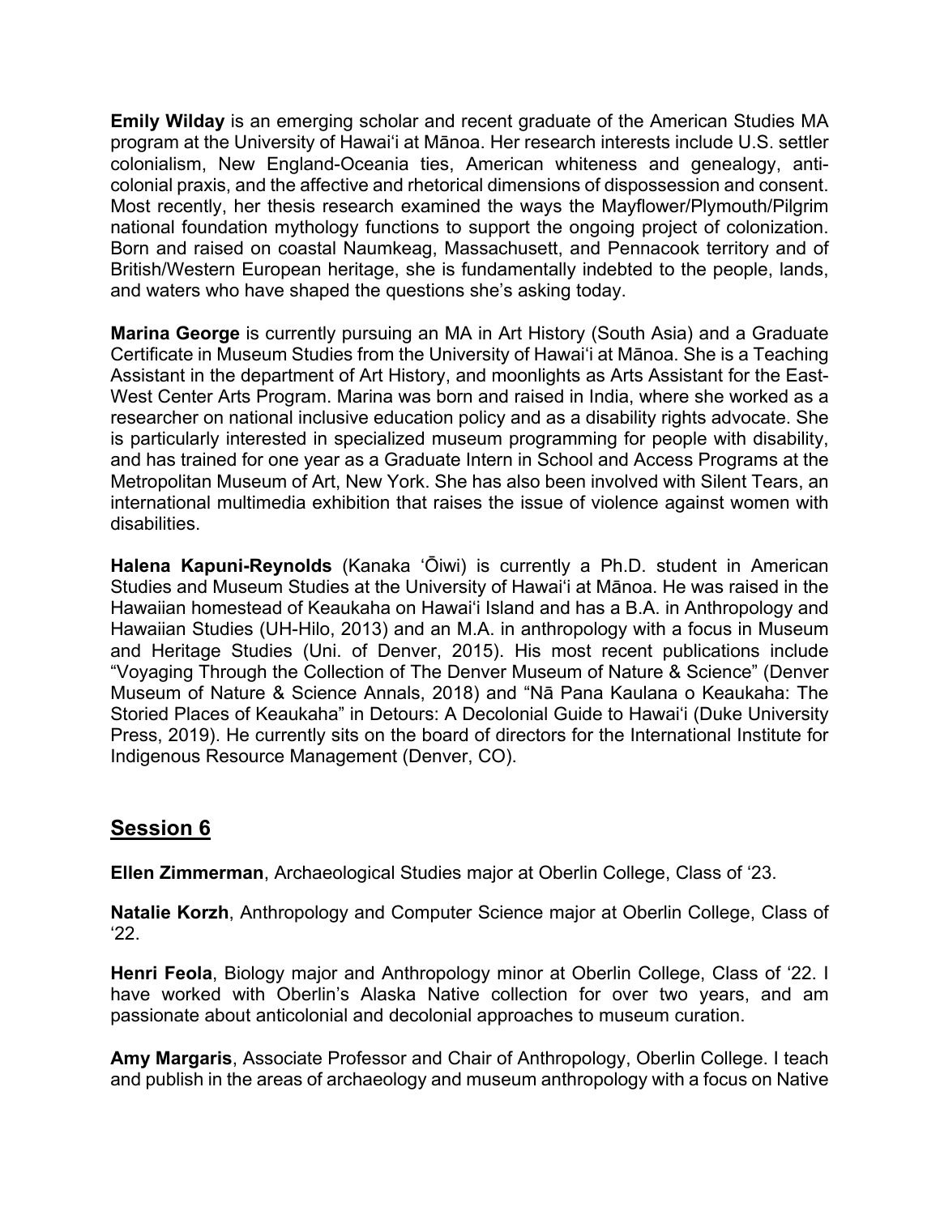**Emily Wilday** is an emerging scholar and recent graduate of the American Studies MA program at the University of Hawaiʻi at Mānoa. Her research interests include U.S. settler colonialism, New England-Oceania ties, American whiteness and genealogy, anti-colonial praxis, and the affective and rhetorical dimensions of dispossession and consent. Most recently, her thesis research examined the ways the Mayflower/Plymouth/Pilgrim national foundation mythology functions to support the ongoing project of colonization. Born and raised on coastal Naumkeag, Massachusett, and Pennacook territory and of British/Western European heritage, she is fundamentally indebted to the people, lands, and waters who have shaped the questions she's asking today.

**Marina George** is currently pursuing an MA in Art History (South Asia) and a Graduate Certificate in Museum Studies from the University of Hawaiʻi at Mānoa. She is a Teaching Assistant in the department of Art History, and moonlights as Arts Assistant for the East-West Center Arts Program. Marina was born and raised in India, where she worked as a researcher on national inclusive education policy and as a disability rights advocate. She is particularly interested in specialized museum programming for people with disability, and has trained for one year as a Graduate Intern in School and Access Programs at the Metropolitan Museum of Art, New York. She has also been involved with Silent Tears, an international multimedia exhibition that raises the issue of violence against women with disabilities.

**Halena Kapuni-Reynolds** (Kanaka ʻŌiwi) is currently a Ph.D. student in American Studies and Museum Studies at the University of Hawaiʻi at Mānoa. He was raised in the Hawaiian homestead of Keaukaha on Hawaiʻi Island and has a B.A. in Anthropology and Hawaiian Studies (UH-Hilo, 2013) and an M.A. in anthropology with a focus in Museum and Heritage Studies (Uni. of Denver, 2015). His most recent publications include "Voyaging Through the Collection of The Denver Museum of Nature & Science" (Denver Museum of Nature & Science Annals, 2018) and "Nā Pana Kaulana o Keaukaha: The Storied Places of Keaukaha" in Detours: A Decolonial Guide to Hawaiʻi (Duke University Press, 2019). He currently sits on the board of directors for the International Institute for Indigenous Resource Management (Denver, CO).

## Session 6

**Ellen Zimmerman**, Archaeological Studies major at Oberlin College, Class of '23.

**Natalie Korzh**, Anthropology and Computer Science major at Oberlin College, Class of '22.

**Henri Feola**, Biology major and Anthropology minor at Oberlin College, Class of '22. I have worked with Oberlin's Alaska Native collection for over two years, and am passionate about anticolonial and decolonial approaches to museum curation.

**Amy Margaris**, Associate Professor and Chair of Anthropology, Oberlin College. I teach and publish in the areas of archaeology and museum anthropology with a focus on Native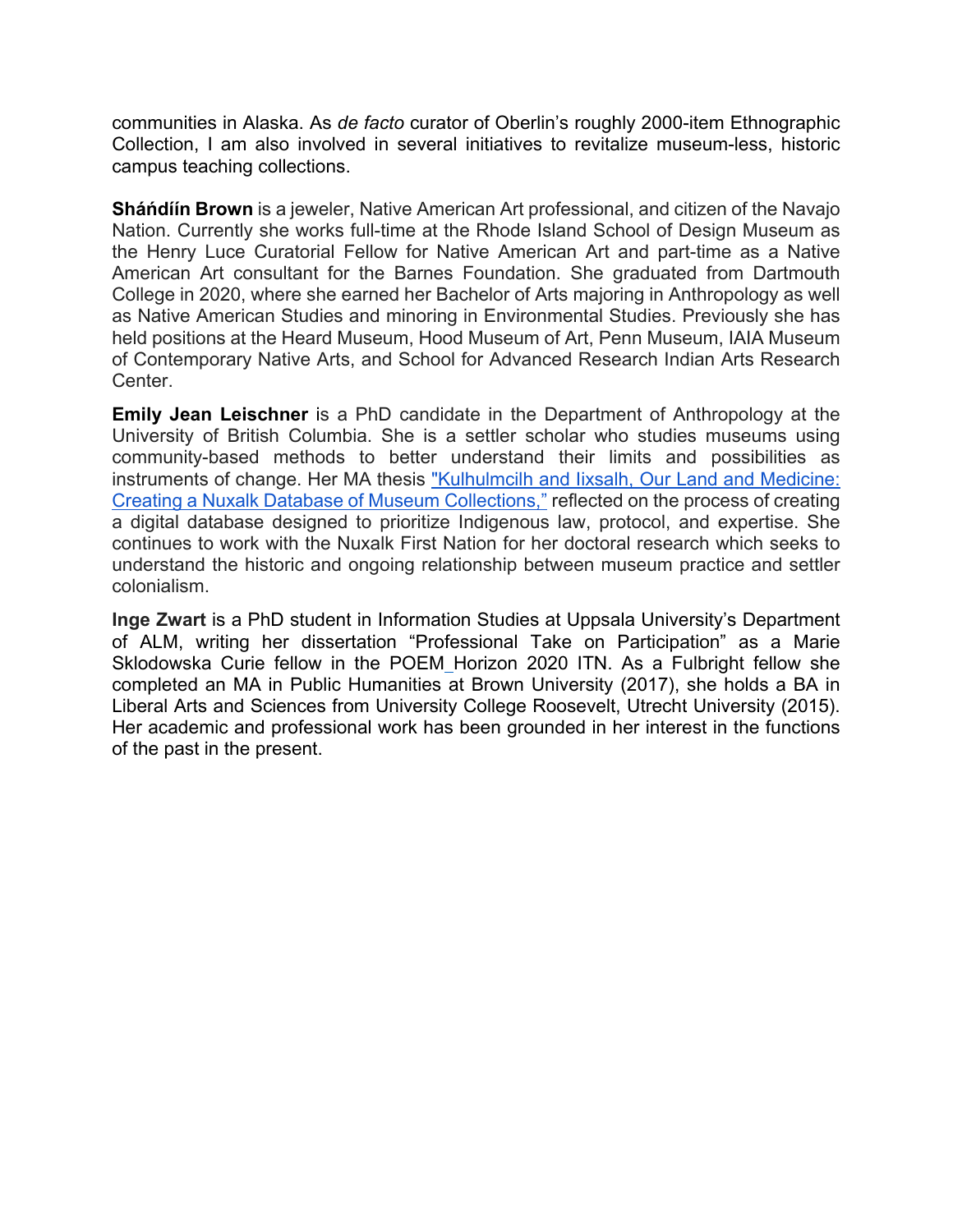communities in Alaska. As *de facto* curator of Oberlin's roughly 2000-item Ethnographic Collection, I am also involved in several initiatives to revitalize museum-less, historic campus teaching collections.

**Sháńdíín Brown** is a jeweler, Native American Art professional, and citizen of the Navajo Nation. Currently she works full-time at the Rhode Island School of Design Museum as the Henry Luce Curatorial Fellow for Native American Art and part-time as a Native American Art consultant for the Barnes Foundation. She graduated from Dartmouth College in 2020, where she earned her Bachelor of Arts majoring in Anthropology as well as Native American Studies and minoring in Environmental Studies. Previously she has held positions at the Heard Museum, Hood Museum of Art, Penn Museum, IAIA Museum of Contemporary Native Arts, and School for Advanced Research Indian Arts Research Center.

**Emily Jean Leischner** is a PhD candidate in the Department of Anthropology at the University of British Columbia. She is a settler scholar who studies museums using community-based methods to better understand their limits and possibilities as instruments of change. Her MA thesis "Kulhulmcilh and Iixsalh, Our Land and Medicine: Creating a Nuxalk Database of Museum Collections," reflected on the process of creating a digital database designed to prioritize Indigenous law, protocol, and expertise. She continues to work with the Nuxalk First Nation for her doctoral research which seeks to understand the historic and ongoing relationship between museum practice and settler colonialism.

**Inge Zwart** is a PhD student in Information Studies at Uppsala University's Department of ALM, writing her dissertation "Professional Take on Participation" as a Marie Sklodowska Curie fellow in the POEM Horizon 2020 ITN. As a Fulbright fellow she completed an MA in Public Humanities at Brown University (2017), she holds a BA in Liberal Arts and Sciences from University College Roosevelt, Utrecht University (2015). Her academic and professional work has been grounded in her interest in the functions of the past in the present.